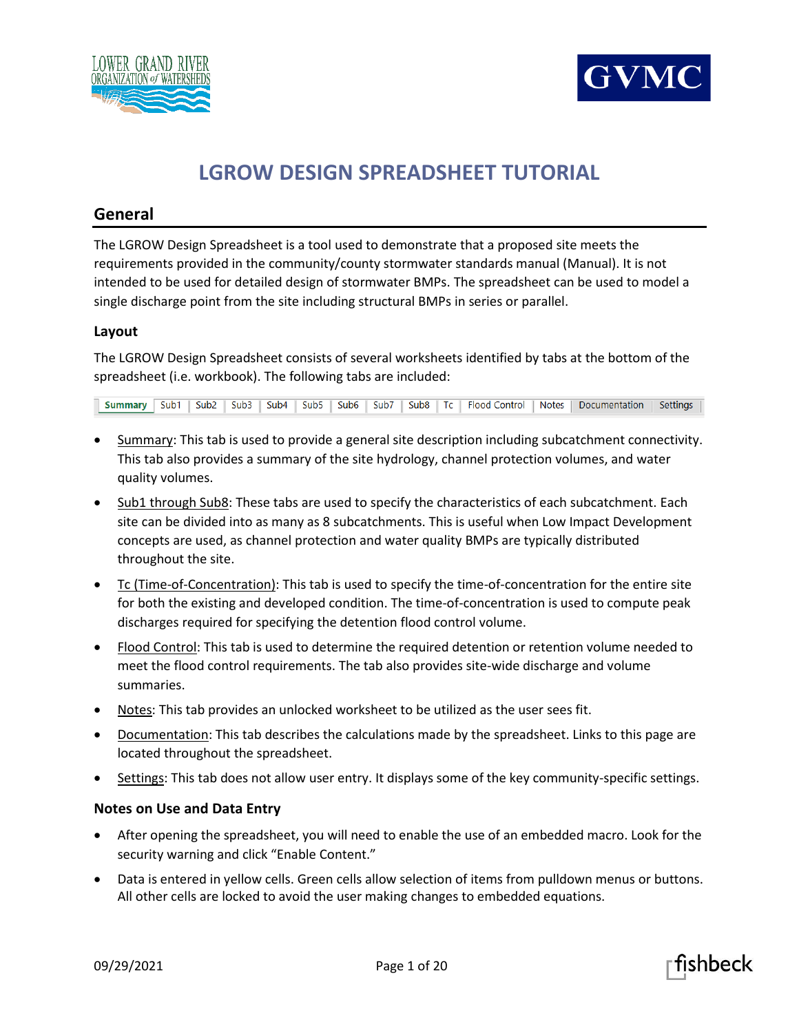# LGROW DESIGN SPREADSHEET TUTORIAL

## General

The LGROW Design Spreadsheet is a tool used to demonstrate that a proposed site meets the requirements provided in the community/county stormwater standards manual (Manual). It is not intended to be used for detailed design of stormwater BMPs. The spreadsheet can be used to model a single discharge point from the site including structural BMPs in series or parallel.

### Layout

The LGROW Design Spreadsheet consists of several worksheets identified by tabs at the bottom of the spreadsheet (i.e. workbook). The following tabs are included:

Summary | Sub1 | Sub2 | Sub3 | Sub4 | Sub5 | Sub6 | Sub7 | Sub8 | Tc | Flood Control | Notes | Documentation | Settings

- Summary: This tab is used to provide a general site description including subcatchment connectivity. This tab also provides a summary of the site hydrology, channel protection volumes, and water quality volumes.
- Sub1 through Sub8: These tabs are used to specify the characteristics of each subcatchment. Each site can be divided into as many as 8 subcatchments. This is useful when Low Impact Development concepts are used, as channel protection and water quality BMPs are typically distributed throughout the site.
- Tc (Time-of-Concentration): This tab is used to specify the time-of-concentration for the entire site for both the existing and developed condition. The time-of-concentration is used to compute peak discharges required for specifying the detention flood control volume.
- Flood Control: This tab is used to determine the required detention or retention volume needed to meet the flood control requirements. The tab also provides site-wide discharge and volume summaries.
- Notes: This tab provides an unlocked worksheet to be utilized as the user sees fit.
- Documentation: This tab describes the calculations made by the spreadsheet. Links to this page are located throughout the spreadsheet.
- Settings: This tab does not allow user entry. It displays some of the key community-specific settings.

### Notes on Use and Data Entry

- After opening the spreadsheet, you will need to enable the use of an embedded macro. Look for the security warning and click "Enable Content."
- Data is entered in yellow cells. Green cells allow selection of items from pulldown menus or buttons. All other cells are locked to avoid the user making changes to embedded equations.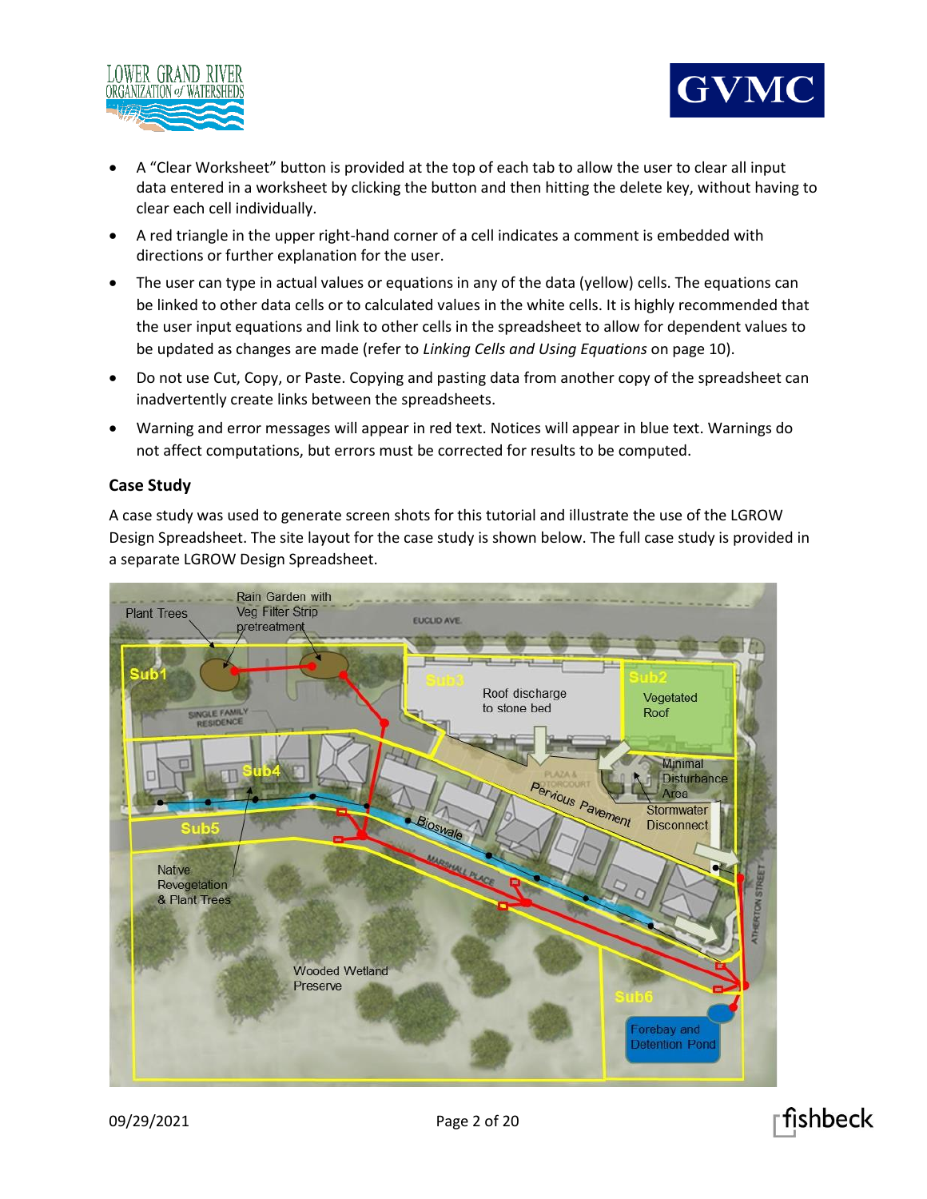- A "Clear Worksheet" button is provided at the top of each tab to allow the user to clear all input data entered in a worksheet by clicking the button and then hitting the delete key, without having to clear each cell individually.
- A red triangle in the upper right-hand corner of a cell indicates a comment is embedded with directions or further explanation for the user.
- The user can type in actual values or equations in any of the data (yellow) cells. The equations can be linked to other data cells or to calculated values in the white cells. It is highly recommended that the user input equations and link to other cells in the spreadsheet to allow for dependent values to be updated as changes are made (refer to *Linking Cells and Using Equations* on page 10).
- Do not use Cut, Copy, or Paste. Copying and pasting data from another copy of the spreadsheet can inadvertently create links between the spreadsheets.
- Warning and error messages will appear in red text. Notices will appear in blue text. Warnings do not affect computations, but errors must be corrected for results to be computed.

### Case Study

A case study was used to generate screen shots for this tutorial and illustrate the use of the LGROW Design Spreadsheet. The site layout for the case study is shown below. The full case study is provided in a separate LGROW Design Spreadsheet.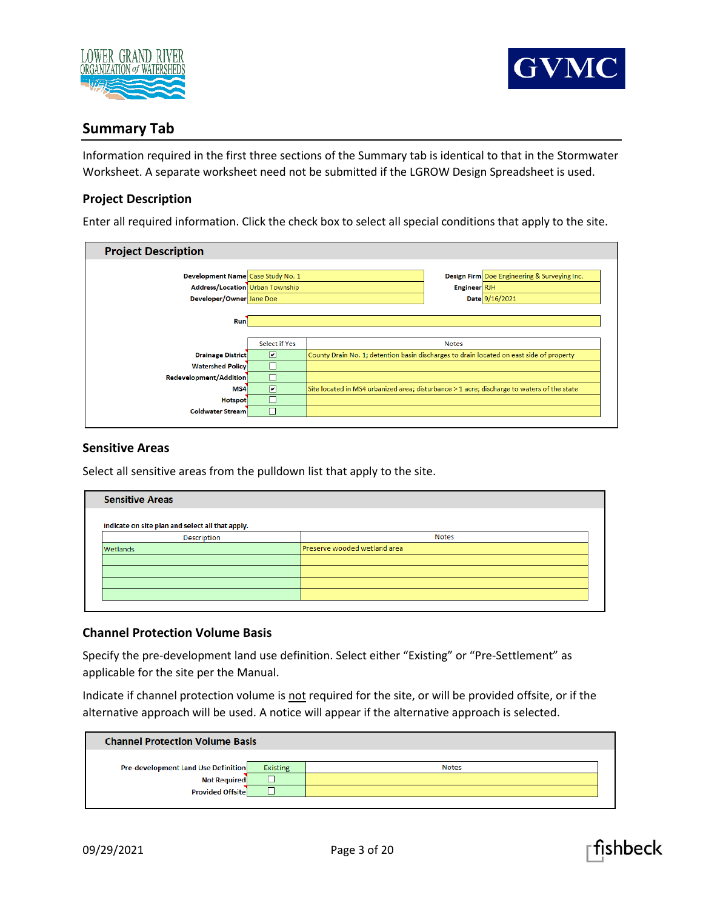## Summary Tab

Information required in the first three sections of the Summary tab is identical to that in the Stormwater Worksheet. A separate worksheet need not be submitted if the LGROW Design Spreadsheet is used.

### Project Description

Enter all required information. Click the check box to select all special conditions that apply to the site.

**Project Description**

| | | | |
|---|---|---|---|
| Development Name | Case Study No. 1 | Design Firm | Doe Engineering & Surveying Inc. |
| Address/Location | Urban Township | Engineer | RJH |
| Developer/Owner | Jane Doe | Date | 9/16/2021 |
| Run | | | |

| | Select if Yes | Notes |
|---|---|---|
| Drainage District | ☑ | County Drain No. 1; detention basin discharges to drain located on east side of property |
| Watershed Policy | ☐ | |
| Redevelopment/Addition | ☐ | |
| MS4 | ☑ | Site located in MS4 urbanized area; disturbance > 1 acre; discharge to waters of the state |
| Hotspot | ☐ | |
| Coldwater Stream | ☐ | |

### Sensitive Areas

Select all sensitive areas from the pulldown list that apply to the site.

**Sensitive Areas**

Indicate on site plan and select all that apply.

| Description | Notes |
|---|---|
| Wetlands | Preserve wooded wetland area |
| | |
| | |
| | |
| | |

### Channel Protection Volume Basis

Specify the pre-development land use definition. Select either “Existing” or “Pre-Settlement” as applicable for the site per the Manual.

Indicate if channel protection volume is not required for the site, or will be provided offsite, or if the alternative approach will be used. A notice will appear if the alternative approach is selected.

**Channel Protection Volume Basis**

| | | Notes |
|---|---|---|
| Pre-development Land Use Definition | Existing | |
| Not Required | ☐ | |
| Provided Offsite | ☐ | |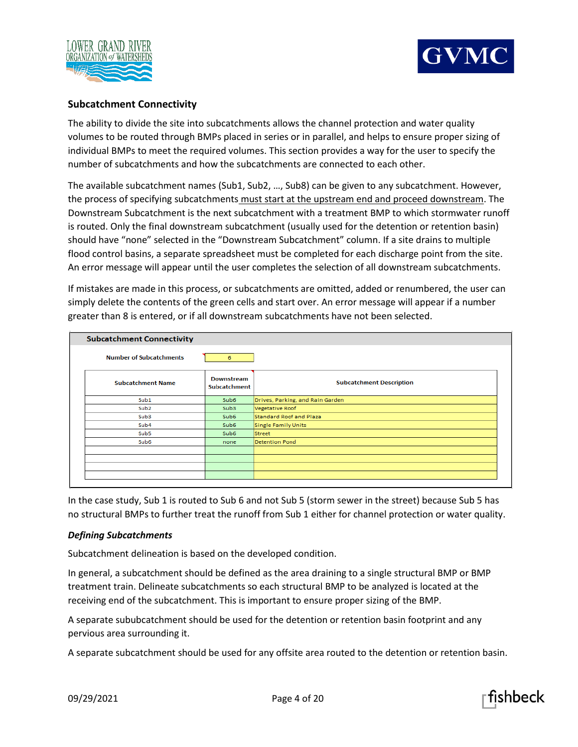## Subcatchment Connectivity

The ability to divide the site into subcatchments allows the channel protection and water quality volumes to be routed through BMPs placed in series or in parallel, and helps to ensure proper sizing of individual BMPs to meet the required volumes. This section provides a way for the user to specify the number of subcatchments and how the subcatchments are connected to each other.

The available subcatchment names (Sub1, Sub2, …, Sub8) can be given to any subcatchment. However, the process of specifying subcatchments must start at the upstream end and proceed downstream. The Downstream Subcatchment is the next subcatchment with a treatment BMP to which stormwater runoff is routed. Only the final downstream subcatchment (usually used for the detention or retention basin) should have "none" selected in the "Downstream Subcatchment" column. If a site drains to multiple flood control basins, a separate spreadsheet must be completed for each discharge point from the site. An error message will appear until the user completes the selection of all downstream subcatchments.

If mistakes are made in this process, or subcatchments are omitted, added or renumbered, the user can simply delete the contents of the green cells and start over. An error message will appear if a number greater than 8 is entered, or if all downstream subcatchments have not been selected.

**Subcatchment Connectivity**

Number of Subcatchments: 6

| Subcatchment Name | Downstream Subcatchment | Subcatchment Description |
|---|---|---|
| Sub1 | Sub6 | Drives, Parking, and Rain Garden |
| Sub2 | Sub3 | Vegetative Roof |
| Sub3 | Sub6 | Standard Roof and Plaza |
| Sub4 | Sub6 | Single Family Units |
| Sub5 | Sub6 | Street |
| Sub6 | none | Detention Pond |
| | | |
| | | |
| | | |
| | | |

In the case study, Sub 1 is routed to Sub 6 and not Sub 5 (storm sewer in the street) because Sub 5 has no structural BMPs to further treat the runoff from Sub 1 either for channel protection or water quality.

### *Defining Subcatchments*

Subcatchment delineation is based on the developed condition.

In general, a subcatchment should be defined as the area draining to a single structural BMP or BMP treatment train. Delineate subcatchments so each structural BMP to be analyzed is located at the receiving end of the subcatchment. This is important to ensure proper sizing of the BMP.

A separate sububcatchment should be used for the detention or retention basin footprint and any pervious area surrounding it.

A separate subcatchment should be used for any offsite area routed to the detention or retention basin.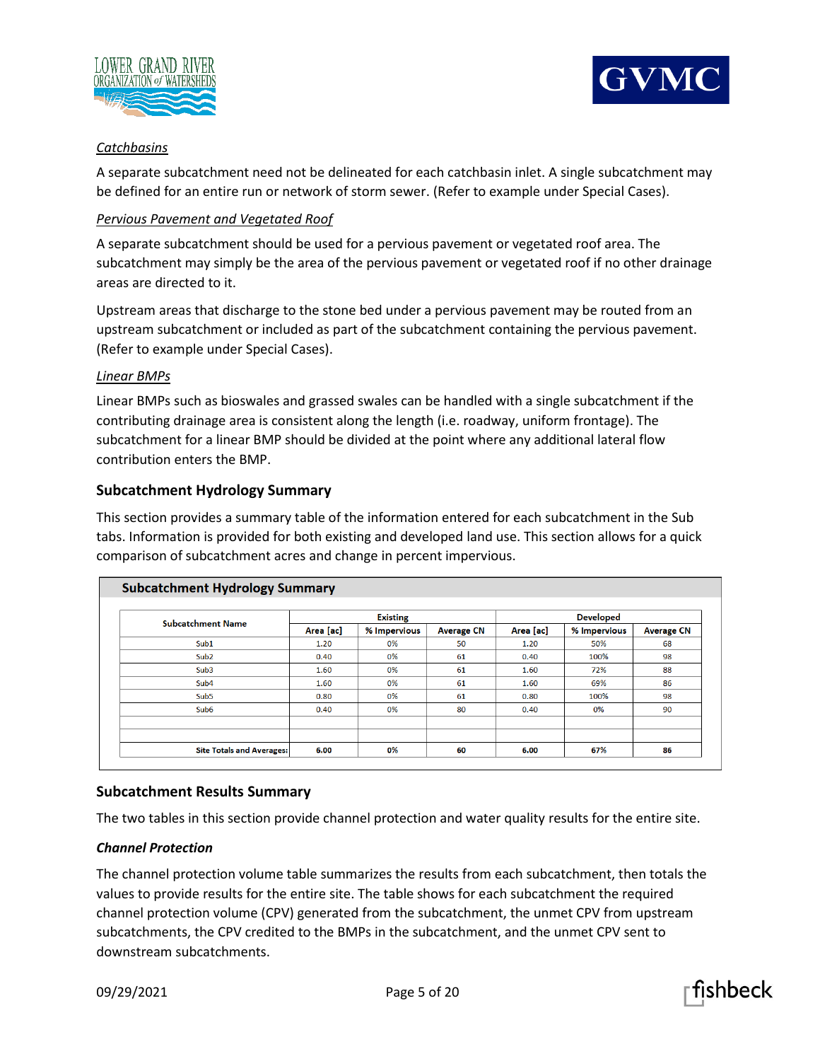*Catchbasins*

A separate subcatchment need not be delineated for each catchbasin inlet. A single subcatchment may be defined for an entire run or network of storm sewer. (Refer to example under Special Cases).

*Pervious Pavement and Vegetated Roof*

A separate subcatchment should be used for a pervious pavement or vegetated roof area. The subcatchment may simply be the area of the pervious pavement or vegetated roof if no other drainage areas are directed to it.

Upstream areas that discharge to the stone bed under a pervious pavement may be routed from an upstream subcatchment or included as part of the subcatchment containing the pervious pavement. (Refer to example under Special Cases).

*Linear BMPs*

Linear BMPs such as bioswales and grassed swales can be handled with a single subcatchment if the contributing drainage area is consistent along the length (i.e. roadway, uniform frontage). The subcatchment for a linear BMP should be divided at the point where any additional lateral flow contribution enters the BMP.

### Subcatchment Hydrology Summary

This section provides a summary table of the information entered for each subcatchment in the Sub tabs. Information is provided for both existing and developed land use. This section allows for a quick comparison of subcatchment acres and change in percent impervious.

**Subcatchment Hydrology Summary**

| Subcatchment Name | Existing | | | Developed | | |
|---|---|---|---|---|---|---|
| | Area [ac] | % Impervious | Average CN | Area [ac] | % Impervious | Average CN |
| Sub1 | 1.20 | 0% | 50 | 1.20 | 50% | 68 |
| Sub2 | 0.40 | 0% | 61 | 0.40 | 100% | 98 |
| Sub3 | 1.60 | 0% | 61 | 1.60 | 72% | 88 |
| Sub4 | 1.60 | 0% | 61 | 1.60 | 69% | 86 |
| Sub5 | 0.80 | 0% | 61 | 0.80 | 100% | 98 |
| Sub6 | 0.40 | 0% | 80 | 0.40 | 0% | 90 |
| | | | | | | |
| | | | | | | |
| **Site Totals and Averages:** | **6.00** | **0%** | **60** | **6.00** | **67%** | **86** |

### Subcatchment Results Summary

The two tables in this section provide channel protection and water quality results for the entire site.

***Channel Protection***

The channel protection volume table summarizes the results from each subcatchment, then totals the values to provide results for the entire site. The table shows for each subcatchment the required channel protection volume (CPV) generated from the subcatchment, the unmet CPV from upstream subcatchments, the CPV credited to the BMPs in the subcatchment, and the unmet CPV sent to downstream subcatchments.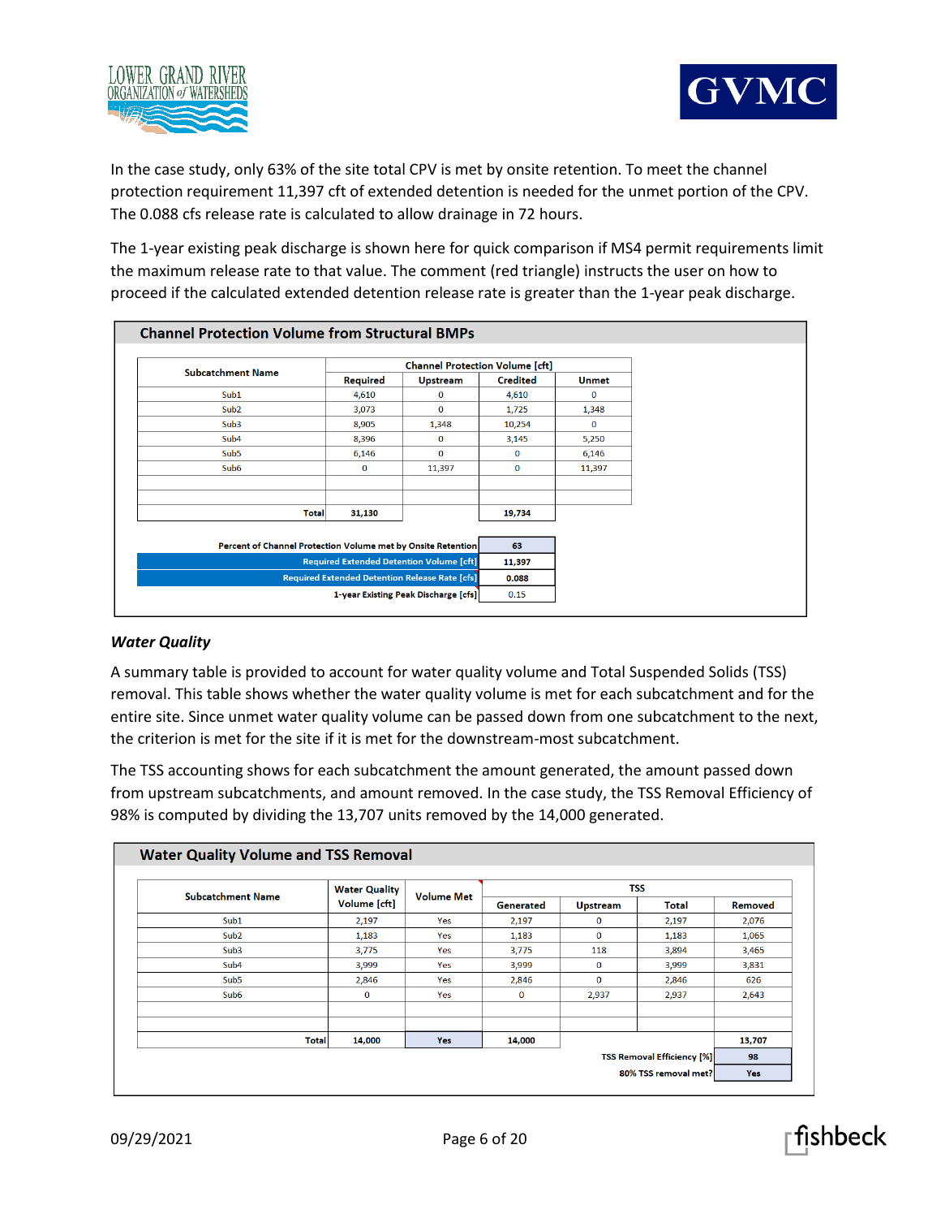In the case study, only 63% of the site total CPV is met by onsite retention. To meet the channel protection requirement 11,397 cft of extended detention is needed for the unmet portion of the CPV. The 0.088 cfs release rate is calculated to allow drainage in 72 hours.

The 1-year existing peak discharge is shown here for quick comparison if MS4 permit requirements limit the maximum release rate to that value. The comment (red triangle) instructs the user on how to proceed if the calculated extended detention release rate is greater than the 1-year peak discharge.

**Channel Protection Volume from Structural BMPs**

| Subcatchment Name | Channel Protection Volume [cft] | | | |
|---|---|---|---|---|
| | Required | Upstream | Credited | Unmet |
| Sub1 | 4,610 | 0 | 4,610 | 0 |
| Sub2 | 3,073 | 0 | 1,725 | 1,348 |
| Sub3 | 8,905 | 1,348 | 10,254 | 0 |
| Sub4 | 8,396 | 0 | 3,145 | 5,250 |
| Sub5 | 6,146 | 0 | 0 | 6,146 |
| Sub6 | 0 | 11,397 | 0 | 11,397 |
| | | | | |
| | | | | |
| Total | 31,130 | | 19,734 | |

| | |
|---|---|
| Percent of Channel Protection Volume met by Onsite Retention | 63 |
| Required Extended Detention Volume [cft] | 11,397 |
| Required Extended Detention Release Rate [cfs] | 0.088 |
| 1-year Existing Peak Discharge [cfs] | 0.15 |

### *Water Quality*

A summary table is provided to account for water quality volume and Total Suspended Solids (TSS) removal. This table shows whether the water quality volume is met for each subcatchment and for the entire site. Since unmet water quality volume can be passed down from one subcatchment to the next, the criterion is met for the site if it is met for the downstream-most subcatchment.

The TSS accounting shows for each subcatchment the amount generated, the amount passed down from upstream subcatchments, and amount removed. In the case study, the TSS Removal Efficiency of 98% is computed by dividing the 13,707 units removed by the 14,000 generated.

**Water Quality Volume and TSS Removal**

| Subcatchment Name | Water Quality Volume [cft] | Volume Met | TSS | | | |
|---|---|---|---|---|---|---|
| | | | Generated | Upstream | Total | Removed |
| Sub1 | 2,197 | Yes | 2,197 | 0 | 2,197 | 2,076 |
| Sub2 | 1,183 | Yes | 1,183 | 0 | 1,183 | 1,065 |
| Sub3 | 3,775 | Yes | 3,775 | 118 | 3,894 | 3,465 |
| Sub4 | 3,999 | Yes | 3,999 | 0 | 3,999 | 3,831 |
| Sub5 | 2,846 | Yes | 2,846 | 0 | 2,846 | 626 |
| Sub6 | 0 | Yes | 0 | 2,937 | 2,937 | 2,643 |
| | | | | | | |
| | | | | | | |
| Total | 14,000 | Yes | 14,000 | | | 13,707 |
| | | | | | TSS Removal Efficiency [%] | 98 |
| | | | | | 80% TSS removal met? | Yes |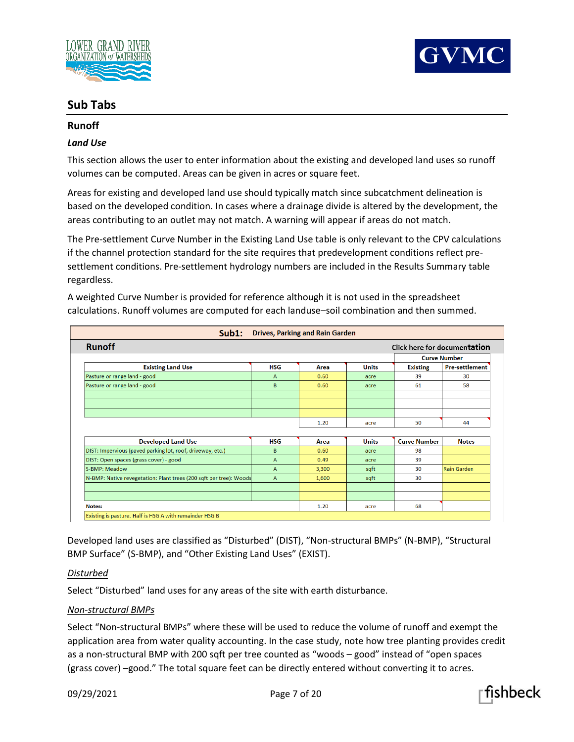## Sub Tabs

### Runoff

#### *Land Use*

This section allows the user to enter information about the existing and developed land uses so runoff volumes can be computed. Areas can be given in acres or square feet.

Areas for existing and developed land use should typically match since subcatchment delineation is based on the developed condition. In cases where a drainage divide is altered by the development, the areas contributing to an outlet may not match. A warning will appear if areas do not match.

The Pre-settlement Curve Number in the Existing Land Use table is only relevant to the CPV calculations if the channel protection standard for the site requires that predevelopment conditions reflect pre-settlement conditions. Pre-settlement hydrology numbers are included in the Results Summary table regardless.

A weighted Curve Number is provided for reference although it is not used in the spreadsheet calculations. Runoff volumes are computed for each landuse–soil combination and then summed.

**Sub1:** Drives, Parking and Rain Garden

**Runoff** — Click here for documentation

| Existing Land Use | HSG | Area | Units | Curve Number Existing | Curve Number Pre-settlement |
|---|---|---|---|---|---|
| Pasture or range land - good | A | 0.60 | acre | 39 | 30 |
| Pasture or range land - good | B | 0.60 | acre | 61 | 58 |
| | | | | | |
| | | | | | |
| | | | | | |
| | | 1.20 | acre | 50 | 44 |

| Developed Land Use | HSG | Area | Units | Curve Number | Notes |
|---|---|---|---|---|---|
| DIST: Impervious (paved parking lot, roof, driveway, etc.) | B | 0.60 | acre | 98 | |
| DIST: Open spaces (grass cover) - good | A | 0.49 | acre | 39 | |
| S-BMP: Meadow | A | 3,300 | sqft | 30 | Rain Garden |
| N-BMP: Native revegetation: Plant trees (200 sqft per tree): Woods | A | 1,600 | sqft | 30 | |
| | | | | | |
| | | | | | |
| Notes: | | 1.20 | acre | 68 | |

Existing is pasture. Half is HSG A with remainder HSG B

Developed land uses are classified as "Disturbed" (DIST), "Non-structural BMPs" (N-BMP), "Structural BMP Surface" (S-BMP), and "Other Existing Land Uses" (EXIST).

<u>*Disturbed*</u>

Select "Disturbed" land uses for any areas of the site with earth disturbance.

<u>*Non-structural BMPs*</u>

Select "Non-structural BMPs" where these will be used to reduce the volume of runoff and exempt the application area from water quality accounting. In the case study, note how tree planting provides credit as a non-structural BMP with 200 sqft per tree counted as "woods – good" instead of "open spaces (grass cover) –good." The total square feet can be directly entered without converting it to acres.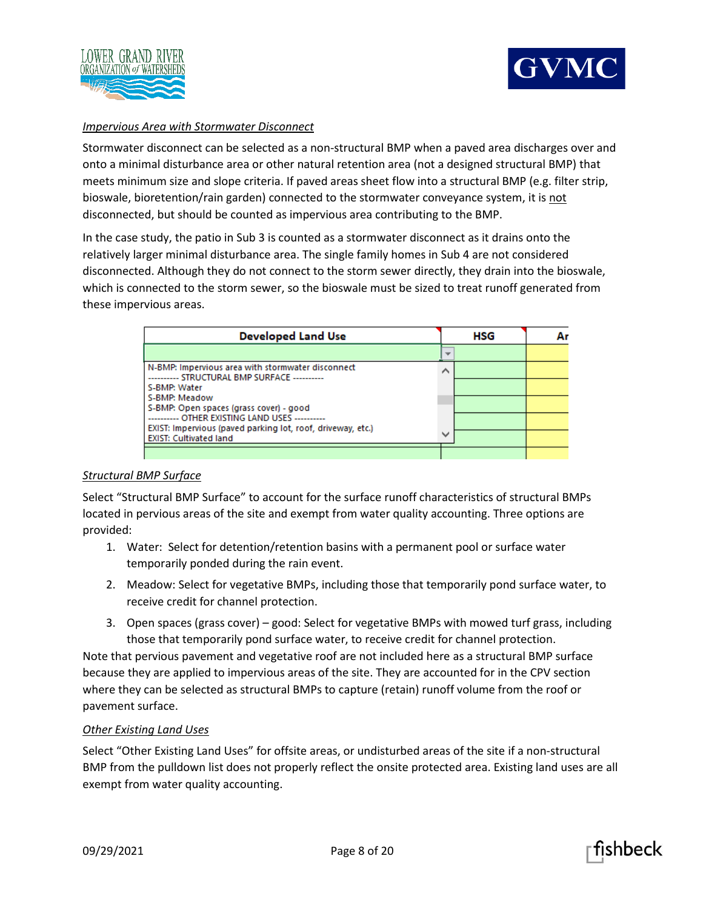*Impervious Area with Stormwater Disconnect*

Stormwater disconnect can be selected as a non-structural BMP when a paved area discharges over and onto a minimal disturbance area or other natural retention area (not a designed structural BMP) that meets minimum size and slope criteria. If paved areas sheet flow into a structural BMP (e.g. filter strip, bioswale, bioretention/rain garden) connected to the stormwater conveyance system, it is not disconnected, but should be counted as impervious area contributing to the BMP.

In the case study, the patio in Sub 3 is counted as a stormwater disconnect as it drains onto the relatively larger minimal disturbance area. The single family homes in Sub 4 are not considered disconnected. Although they do not connect to the storm sewer directly, they drain into the bioswale, which is connected to the storm sewer, so the bioswale must be sized to treat runoff generated from these impervious areas.

| Developed Land Use | HSG | Ar |
|---|---|---|
| | | |
| N-BMP: Impervious area with stormwater disconnect | | |
| ---------- STRUCTURAL BMP SURFACE ---------- | | |
| S-BMP: Water | | |
| S-BMP: Meadow | | |
| S-BMP: Open spaces (grass cover) - good | | |
| ---------- OTHER EXISTING LAND USES ---------- | | |
| EXIST: Impervious (paved parking lot, roof, driveway, etc.) | | |
| EXIST: Cultivated land | | |
| | | |

*Structural BMP Surface*

Select "Structural BMP Surface" to account for the surface runoff characteristics of structural BMPs located in pervious areas of the site and exempt from water quality accounting. Three options are provided:

1. Water: Select for detention/retention basins with a permanent pool or surface water temporarily ponded during the rain event.
2. Meadow: Select for vegetative BMPs, including those that temporarily pond surface water, to receive credit for channel protection.
3. Open spaces (grass cover) – good: Select for vegetative BMPs with mowed turf grass, including those that temporarily pond surface water, to receive credit for channel protection.

Note that pervious pavement and vegetative roof are not included here as a structural BMP surface because they are applied to impervious areas of the site. They are accounted for in the CPV section where they can be selected as structural BMPs to capture (retain) runoff volume from the roof or pavement surface.

*Other Existing Land Uses*

Select "Other Existing Land Uses" for offsite areas, or undisturbed areas of the site if a non-structural BMP from the pulldown list does not properly reflect the onsite protected area. Existing land uses are all exempt from water quality accounting.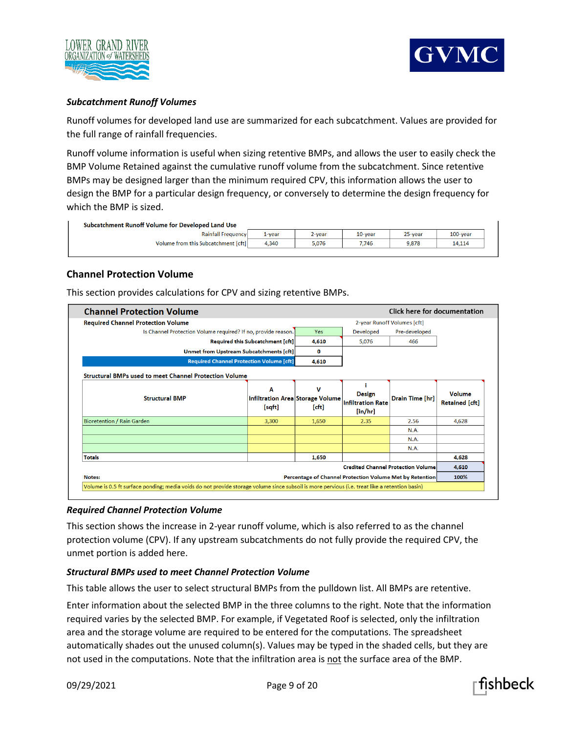### *Subcatchment Runoff Volumes*

Runoff volumes for developed land use are summarized for each subcatchment. Values are provided for the full range of rainfall frequencies.

Runoff volume information is useful when sizing retentive BMPs, and allows the user to easily check the BMP Volume Retained against the cumulative runoff volume from the subcatchment. Since retentive BMPs may be designed larger than the minimum required CPV, this information allows the user to design the BMP for a particular design frequency, or conversely to determine the design frequency for which the BMP is sized.

**Subcatchment Runoff Volume for Developed Land Use**

| Rainfall Frequency | 1-year | 2-year | 10-year | 25-year | 100-year |
|---|---|---|---|---|---|
| Volume from this Subcatchment [cft] | 4,340 | 5,076 | 7,746 | 9,878 | 14,114 |

## Channel Protection Volume

This section provides calculations for CPV and sizing retentive BMPs.

**Channel Protection Volume** — Click here for documentation

**Required Channel Protection Volume**

| | | 2-year Runoff Volumes [cft] Developed | Pre-developed |
|---|---|---|---|
| Is Channel Protection Volume required? If no, provide reason. | Yes | Developed | Pre-developed |
| Required this Subcatchment [cft] | 4,610 | 5,076 | 466 |
| Unmet from Upstream Subcatchments [cft] | 0 | | |
| Required Channel Protection Volume [cft] | 4,610 | | |

**Structural BMPs used to meet Channel Protection Volume**

| Structural BMP | A Infiltration Area [sqft] | V Storage Volume [cft] | i Design Infiltration Rate [in/hr] | Drain Time [hr] | Volume Retained [cft] |
|---|---|---|---|---|---|
| Bioretention / Rain Garden | 3,300 | 1,650 | 2.35 | 2.56 | 4,628 |
| | | | | N.A. | |
| | | | | N.A. | |
| | | | | N.A. | |
| Totals | | 1,650 | | | 4,628 |
| | | | | Credited Channel Protection Volume | 4,610 |
| Notes: | | | | Percentage of Channel Protection Volume Met by Retention | 100% |

Volume is 0.5 ft surface ponding; media voids do not provide storage volume since subsoil is more pervious (i.e. treat like a retention basin)

### *Required Channel Protection Volume*

This section shows the increase in 2-year runoff volume, which is also referred to as the channel protection volume (CPV). If any upstream subcatchments do not fully provide the required CPV, the unmet portion is added here.

### *Structural BMPs used to meet Channel Protection Volume*

This table allows the user to select structural BMPs from the pulldown list. All BMPs are retentive.

Enter information about the selected BMP in the three columns to the right. Note that the information required varies by the selected BMP. For example, if Vegetated Roof is selected, only the infiltration area and the storage volume are required to be entered for the computations. The spreadsheet automatically shades out the unused column(s). Values may be typed in the shaded cells, but they are not used in the computations. Note that the infiltration area is not the surface area of the BMP.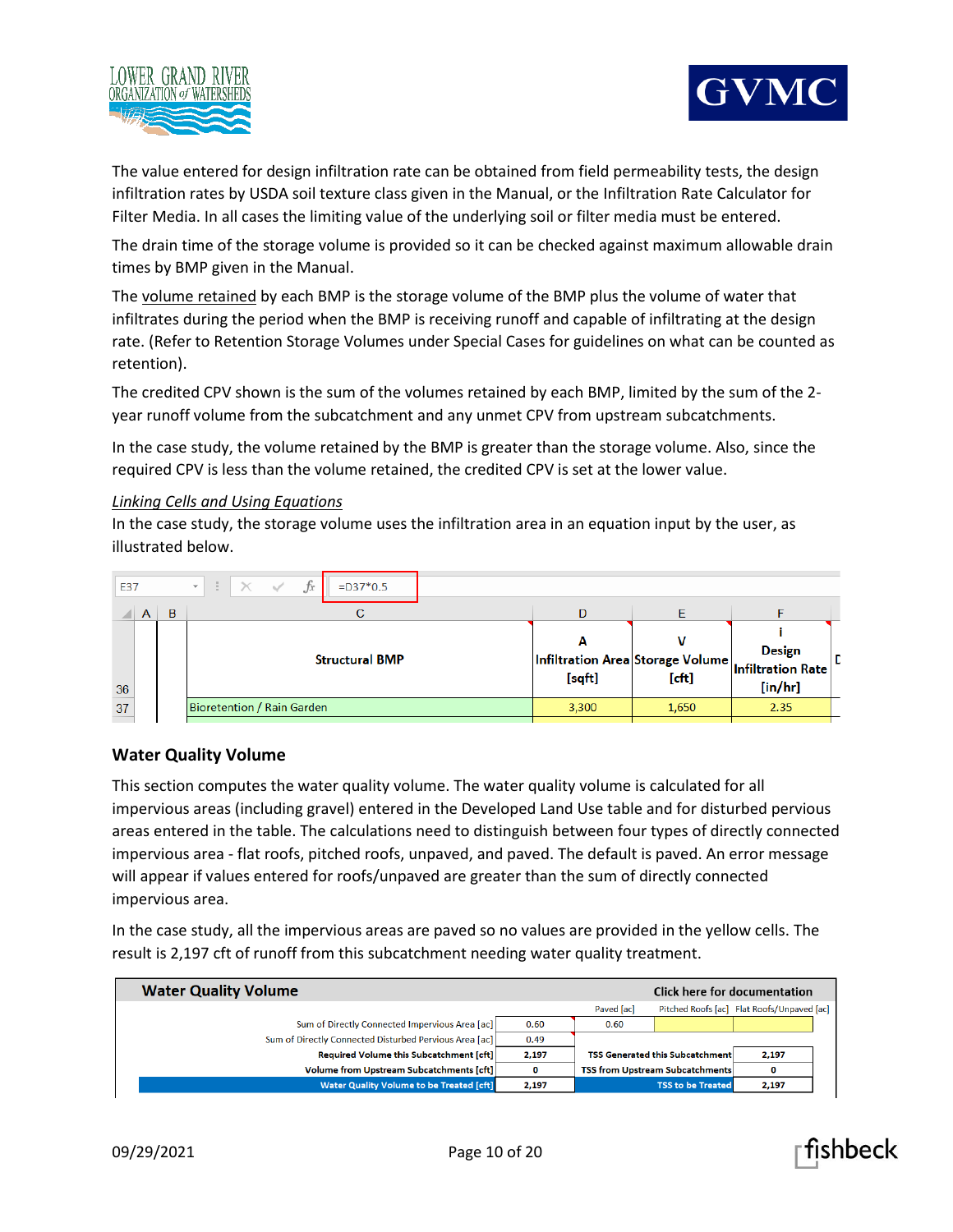The value entered for design infiltration rate can be obtained from field permeability tests, the design infiltration rates by USDA soil texture class given in the Manual, or the Infiltration Rate Calculator for Filter Media. In all cases the limiting value of the underlying soil or filter media must be entered.

The drain time of the storage volume is provided so it can be checked against maximum allowable drain times by BMP given in the Manual.

The volume retained by each BMP is the storage volume of the BMP plus the volume of water that infiltrates during the period when the BMP is receiving runoff and capable of infiltrating at the design rate. (Refer to Retention Storage Volumes under Special Cases for guidelines on what can be counted as retention).

The credited CPV shown is the sum of the volumes retained by each BMP, limited by the sum of the 2-year runoff volume from the subcatchment and any unmet CPV from upstream subcatchments.

In the case study, the volume retained by the BMP is greater than the storage volume. Also, since the required CPV is less than the volume retained, the credited CPV is set at the lower value.

*Linking Cells and Using Equations*

In the case study, the storage volume uses the infiltration area in an equation input by the user, as illustrated below.

E37 | =D37*0.5

| | C | D | E | F |
|---|---|---|---|---|
| 36 | Structural BMP | A<br>Infiltration Area [sqft] | V<br>Storage Volume [cft] | i<br>Design Infiltration Rate [in/hr] |
| 37 | Bioretention / Rain Garden | 3,300 | 1,650 | 2.35 |

### Water Quality Volume

This section computes the water quality volume. The water quality volume is calculated for all impervious areas (including gravel) entered in the Developed Land Use table and for disturbed pervious areas entered in the table. The calculations need to distinguish between four types of directly connected impervious area - flat roofs, pitched roofs, unpaved, and paved. The default is paved. An error message will appear if values entered for roofs/unpaved are greater than the sum of directly connected impervious area.

In the case study, all the impervious areas are paved so no values are provided in the yellow cells. The result is 2,197 cft of runoff from this subcatchment needing water quality treatment.

**Water Quality Volume** — Click here for documentation

| | | Paved [ac] | Pitched Roofs [ac] | Flat Roofs/Unpaved [ac] |
|---|---|---|---|---|
| Sum of Directly Connected Impervious Area [ac] | 0.60 | 0.60 | | |
| Sum of Directly Connected Disturbed Pervious Area [ac] | 0.49 | | | |

| | | | |
|---|---|---|---|
| Required Volume this Subcatchment [cft] | 2,197 | TSS Generated this Subcatchment | 2,197 |
| Volume from Upstream Subcatchments [cft] | 0 | TSS from Upstream Subcatchments | 0 |
| Water Quality Volume to be Treated [cft] | 2,197 | TSS to be Treated | 2,197 |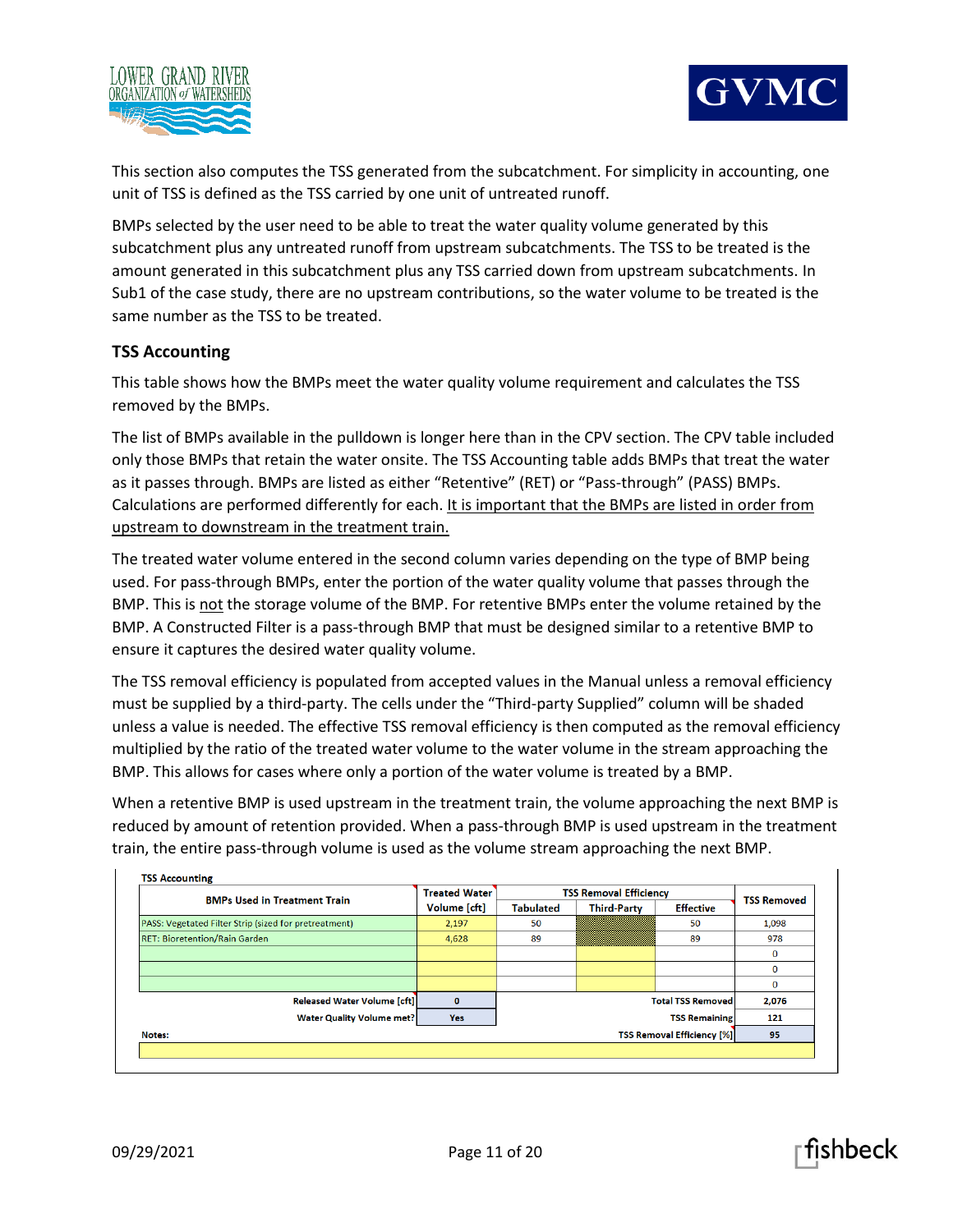This section also computes the TSS generated from the subcatchment. For simplicity in accounting, one unit of TSS is defined as the TSS carried by one unit of untreated runoff.

BMPs selected by the user need to be able to treat the water quality volume generated by this subcatchment plus any untreated runoff from upstream subcatchments. The TSS to be treated is the amount generated in this subcatchment plus any TSS carried down from upstream subcatchments. In Sub1 of the case study, there are no upstream contributions, so the water volume to be treated is the same number as the TSS to be treated.

### TSS Accounting

This table shows how the BMPs meet the water quality volume requirement and calculates the TSS removed by the BMPs.

The list of BMPs available in the pulldown is longer here than in the CPV section. The CPV table included only those BMPs that retain the water onsite. The TSS Accounting table adds BMPs that treat the water as it passes through. BMPs are listed as either "Retentive" (RET) or "Pass-through" (PASS) BMPs. Calculations are performed differently for each. <u>It is important that the BMPs are listed in order from upstream to downstream in the treatment train.</u>

The treated water volume entered in the second column varies depending on the type of BMP being used. For pass-through BMPs, enter the portion of the water quality volume that passes through the BMP. This is <u>not</u> the storage volume of the BMP. For retentive BMPs enter the volume retained by the BMP. A Constructed Filter is a pass-through BMP that must be designed similar to a retentive BMP to ensure it captures the desired water quality volume.

The TSS removal efficiency is populated from accepted values in the Manual unless a removal efficiency must be supplied by a third-party. The cells under the "Third-party Supplied" column will be shaded unless a value is needed. The effective TSS removal efficiency is then computed as the removal efficiency multiplied by the ratio of the treated water volume to the water volume in the stream approaching the BMP. This allows for cases where only a portion of the water volume is treated by a BMP.

When a retentive BMP is used upstream in the treatment train, the volume approaching the next BMP is reduced by amount of retention provided. When a pass-through BMP is used upstream in the treatment train, the entire pass-through volume is used as the volume stream approaching the next BMP.

**TSS Accounting**

| BMPs Used in Treatment Train | Treated Water Volume [cft] | TSS Removal Efficiency | | | TSS Removed |
|---|---|---|---|---|---|
| | | Tabulated | Third-Party | Effective | |
| PASS: Vegetated Filter Strip (sized for pretreatment) | 2,197 | 50 | | 50 | 1,098 |
| RET: Bioretention/Rain Garden | 4,628 | 89 | | 89 | 978 |
| | | | | | 0 |
| | | | | | 0 |
| | | | | | 0 |
| Released Water Volume [cft] | 0 | | | Total TSS Removed | 2,076 |
| Water Quality Volume met? | Yes | | | TSS Remaining | 121 |
| Notes: | | | | TSS Removal Efficiency [%] | 95 |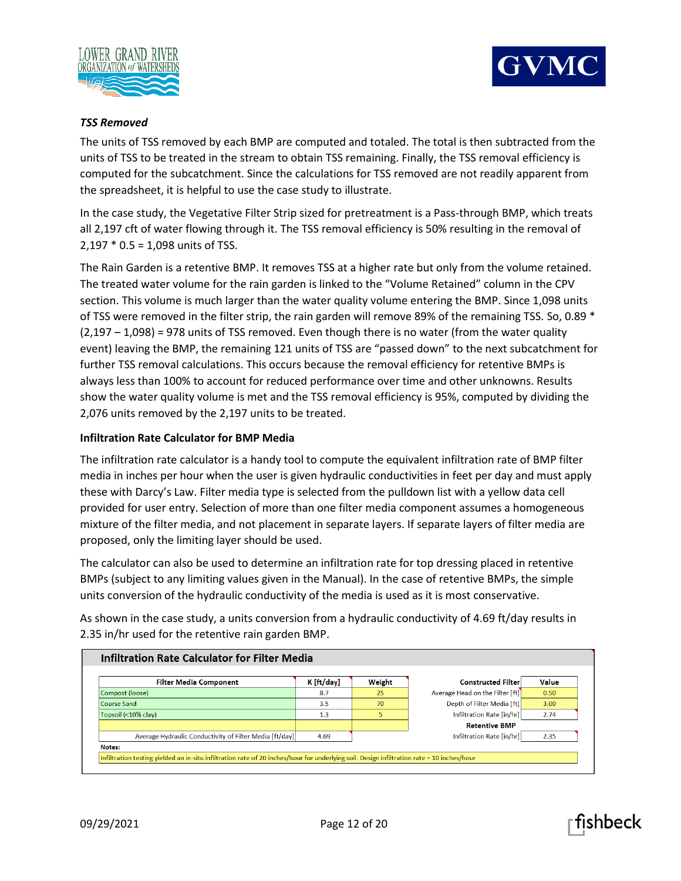***TSS Removed***

The units of TSS removed by each BMP are computed and totaled. The total is then subtracted from the units of TSS to be treated in the stream to obtain TSS remaining. Finally, the TSS removal efficiency is computed for the subcatchment. Since the calculations for TSS removed are not readily apparent from the spreadsheet, it is helpful to use the case study to illustrate.

In the case study, the Vegetative Filter Strip sized for pretreatment is a Pass-through BMP, which treats all 2,197 cft of water flowing through it. The TSS removal efficiency is 50% resulting in the removal of 2,197 * 0.5 = 1,098 units of TSS.

The Rain Garden is a retentive BMP. It removes TSS at a higher rate but only from the volume retained. The treated water volume for the rain garden is linked to the "Volume Retained" column in the CPV section. This volume is much larger than the water quality volume entering the BMP. Since 1,098 units of TSS were removed in the filter strip, the rain garden will remove 89% of the remaining TSS. So, 0.89 * (2,197 – 1,098) = 978 units of TSS removed. Even though there is no water (from the water quality event) leaving the BMP, the remaining 121 units of TSS are "passed down" to the next subcatchment for further TSS removal calculations. This occurs because the removal efficiency for retentive BMPs is always less than 100% to account for reduced performance over time and other unknowns. Results show the water quality volume is met and the TSS removal efficiency is 95%, computed by dividing the 2,076 units removed by the 2,197 units to be treated.

**Infiltration Rate Calculator for BMP Media**

The infiltration rate calculator is a handy tool to compute the equivalent infiltration rate of BMP filter media in inches per hour when the user is given hydraulic conductivities in feet per day and must apply these with Darcy's Law. Filter media type is selected from the pulldown list with a yellow data cell provided for user entry. Selection of more than one filter media component assumes a homogeneous mixture of the filter media, and not placement in separate layers. If separate layers of filter media are proposed, only the limiting layer should be used.

The calculator can also be used to determine an infiltration rate for top dressing placed in retentive BMPs (subject to any limiting values given in the Manual). In the case of retentive BMPs, the simple units conversion of the hydraulic conductivity of the media is used as it is most conservative.

As shown in the case study, a units conversion from a hydraulic conductivity of 4.69 ft/day results in 2.35 in/hr used for the retentive rain garden BMP.

**Infiltration Rate Calculator for Filter Media**

| Filter Media Component | K [ft/day] | Weight | Constructed Filter | Value |
|---|---|---|---|---|
| Compost (loose) | 8.7 | 25 | Average Head on the Filter [ft] | 0.50 |
| Coarse Sand | 3.5 | 70 | Depth of Filter Media [ft] | 3.00 |
| Topsoil (<10% clay) | 1.3 | 5 | Infiltration Rate [in/hr] | 2.74 |
| | | | **Retentive BMP** | |
| Average Hydraulic Conductivity of Filter Media [ft/day] | 4.69 | | Infiltration Rate [in/hr] | 2.35 |

Notes:

Infiltration testing yielded an in-situ infiltration rate of 20 inches/hour for underlying soil. Design infiltration rate = 10 inches/hour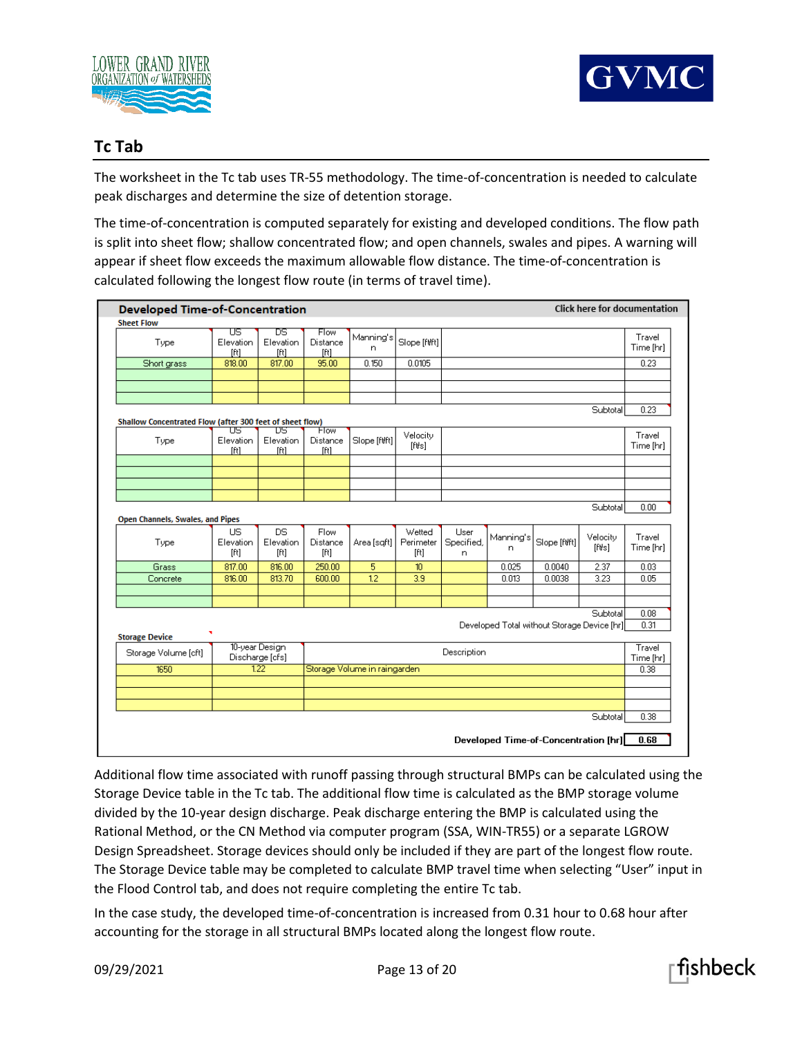## Tc Tab

The worksheet in the Tc tab uses TR-55 methodology. The time-of-concentration is needed to calculate peak discharges and determine the size of detention storage.

The time-of-concentration is computed separately for existing and developed conditions. The flow path is split into sheet flow; shallow concentrated flow; and open channels, swales and pipes. A warning will appear if sheet flow exceeds the maximum allowable flow distance. The time-of-concentration is calculated following the longest flow route (in terms of travel time).

**Developed Time-of-Concentration** — Click here for documentation

**Sheet Flow**

| Type | US Elevation [ft] | DS Elevation [ft] | Flow Distance [ft] | Manning's n | Slope [ft/ft] | | Travel Time [hr] |
|---|---|---|---|---|---|---|---|
| Short grass | 818.00 | 817.00 | 95.00 | 0.150 | 0.0105 | | 0.23 |
| | | | | | | | |
| | | | | | | | |
| | | | | | | | |
| | | | | | | Subtotal | 0.23 |

**Shallow Concentrated Flow (after 300 feet of sheet flow)**

| Type | US Elevation [ft] | DS Elevation [ft] | Flow Distance [ft] | Slope [ft/ft] | Velocity [ft/s] | | Travel Time [hr] |
|---|---|---|---|---|---|---|---|
| | | | | | | | |
| | | | | | | | |
| | | | | | | | |
| | | | | | | | |
| | | | | | | Subtotal | 0.00 |

**Open Channels, Swales, and Pipes**

| Type | US Elevation [ft] | DS Elevation [ft] | Flow Distance [ft] | Area [sqft] | Wetted Perimeter [ft] | User Specified, n | Manning's n | Slope [ft/ft] | Velocity [ft/s] | Travel Time [hr] |
|---|---|---|---|---|---|---|---|---|---|---|
| Grass | 817.00 | 816.00 | 250.00 | 5 | 10 | | 0.025 | 0.0040 | 2.37 | 0.03 |
| Concrete | 816.00 | 813.70 | 600.00 | 12 | 3.9 | | 0.013 | 0.0038 | 3.23 | 0.05 |
| | | | | | | | | | | |
| | | | | | | | | | | |
| | | | | | | | | | Subtotal | 0.08 |
| | | | | | | | | | Developed Total without Storage Device [hr] | 0.31 |

**Storage Device**

| Storage Volume [cft] | 10-year Design Discharge [cfs] | Description | Travel Time [hr] |
|---|---|---|---|
| 1650 | 1.22 | Storage Volume in raingarden | 0.38 |
| | | | |
| | | | |
| | | | |
| | | Subtotal | 0.38 |

**Developed Time-of-Concentration [hr]** **0.68**

Additional flow time associated with runoff passing through structural BMPs can be calculated using the Storage Device table in the Tc tab. The additional flow time is calculated as the BMP storage volume divided by the 10-year design discharge. Peak discharge entering the BMP is calculated using the Rational Method, or the CN Method via computer program (SSA, WIN-TR55) or a separate LGROW Design Spreadsheet. Storage devices should only be included if they are part of the longest flow route. The Storage Device table may be completed to calculate BMP travel time when selecting "User" input in the Flood Control tab, and does not require completing the entire Tc tab.

In the case study, the developed time-of-concentration is increased from 0.31 hour to 0.68 hour after accounting for the storage in all structural BMPs located along the longest flow route.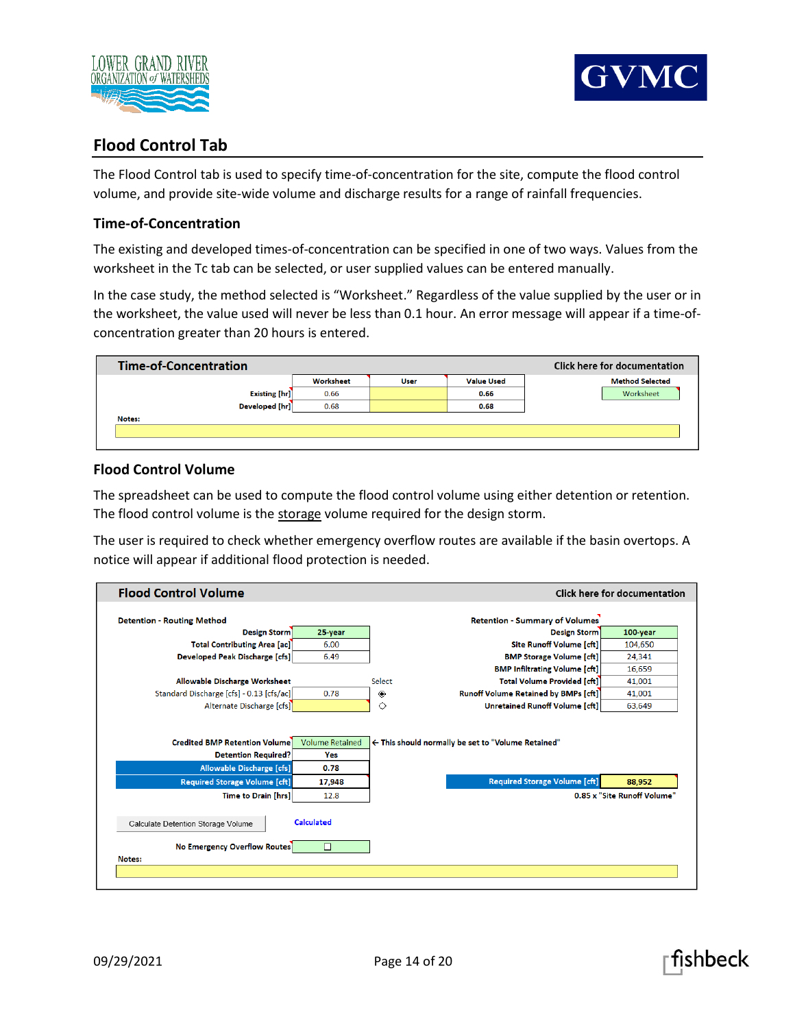## Flood Control Tab

The Flood Control tab is used to specify time-of-concentration for the site, compute the flood control volume, and provide site-wide volume and discharge results for a range of rainfall frequencies.

### Time-of-Concentration

The existing and developed times-of-concentration can be specified in one of two ways. Values from the worksheet in the Tc tab can be selected, or user supplied values can be entered manually.

In the case study, the method selected is "Worksheet." Regardless of the value supplied by the user or in the worksheet, the value used will never be less than 0.1 hour. An error message will appear if a time-of-concentration greater than 20 hours is entered.

**Time-of-Concentration** — Click here for documentation

| | Worksheet | User | Value Used |
|---|---|---|---|
| Existing [hr] | 0.66 | | 0.66 |
| Developed [hr] | 0.68 | | 0.68 |

Method Selected: Worksheet

Notes:

### Flood Control Volume

The spreadsheet can be used to compute the flood control volume using either detention or retention. The flood control volume is the storage volume required for the design storm.

The user is required to check whether emergency overflow routes are available if the basin overtops. A notice will appear if additional flood protection is needed.

**Flood Control Volume** — Click here for documentation

**Detention - Routing Method**

| | |
|---|---|
| Design Storm | 25-year |
| Total Contributing Area [ac] | 6.00 |
| Developed Peak Discharge [cfs] | 6.49 |

**Allowable Discharge Worksheet**

| | | Select |
|---|---|---|
| Standard Discharge [cfs] - 0.13 [cfs/ac] | 0.78 | ◉ |
| Alternate Discharge [cfs] | | ○ |

| | |
|---|---|
| Credited BMP Retention Volume | Volume Retained ← This should normally be set to "Volume Retained" |
| Detention Required? | Yes |
| Allowable Discharge [cfs] | 0.78 |
| Required Storage Volume [cft] | 17,948 |
| Time to Drain [hrs] | 12.8 |

Calculate Detention Storage Volume — Calculated

No Emergency Overflow Routes ☐

**Retention - Summary of Volumes**

| | |
|---|---|
| Design Storm | 100-year |
| Site Runoff Volume [cft] | 104,650 |
| BMP Storage Volume [cft] | 24,341 |
| BMP Infiltrating Volume [cft] | 16,659 |
| Total Volume Provided [cft] | 41,001 |
| Runoff Volume Retained by BMPs [cft] | 41,001 |
| Unretained Runoff Volume [cft] | 63,649 |
| Required Storage Volume [cft] | 88,952 |

0.85 x "Site Runoff Volume"

Notes: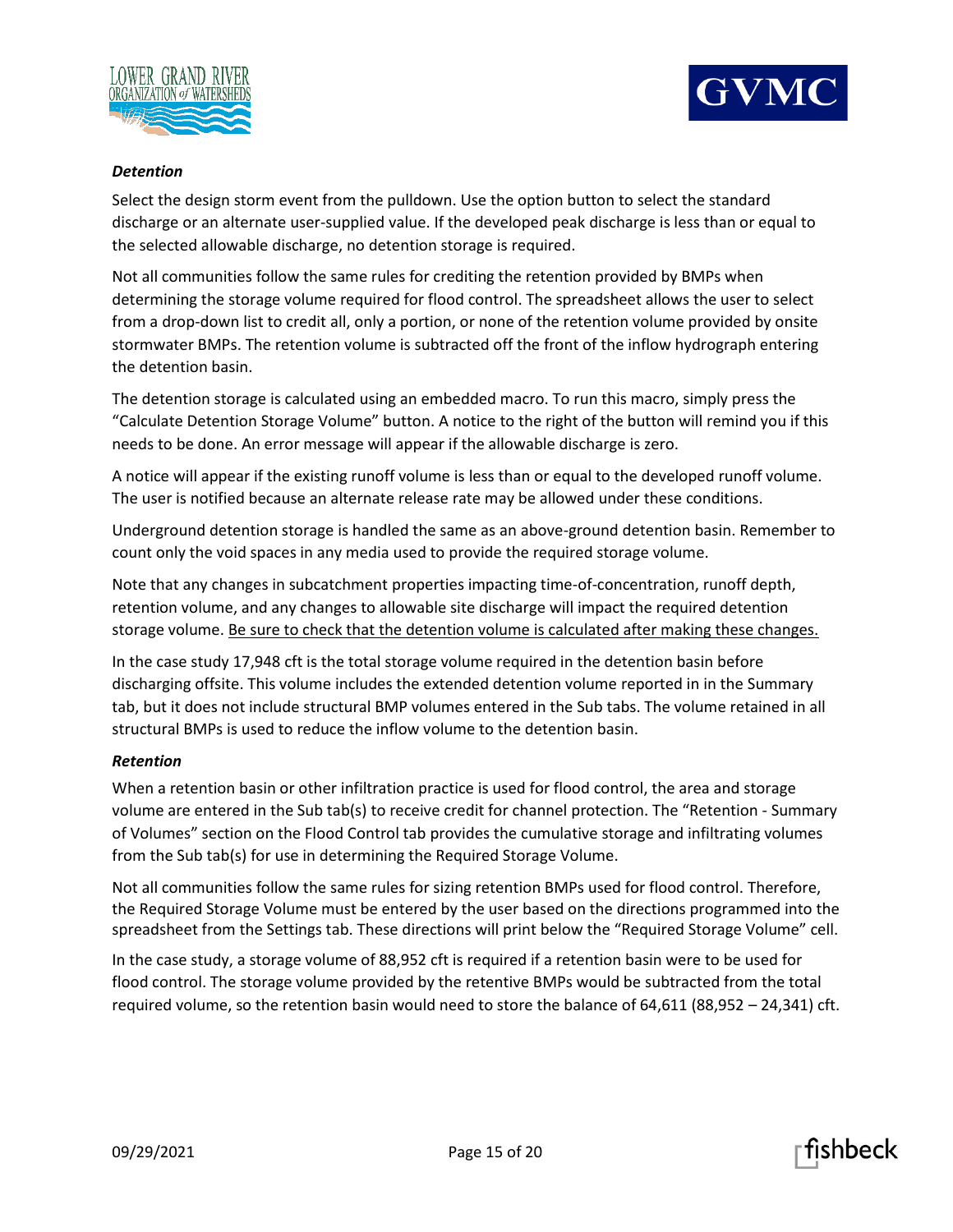***Detention***

Select the design storm event from the pulldown. Use the option button to select the standard discharge or an alternate user-supplied value. If the developed peak discharge is less than or equal to the selected allowable discharge, no detention storage is required.

Not all communities follow the same rules for crediting the retention provided by BMPs when determining the storage volume required for flood control. The spreadsheet allows the user to select from a drop-down list to credit all, only a portion, or none of the retention volume provided by onsite stormwater BMPs. The retention volume is subtracted off the front of the inflow hydrograph entering the detention basin.

The detention storage is calculated using an embedded macro. To run this macro, simply press the "Calculate Detention Storage Volume" button. A notice to the right of the button will remind you if this needs to be done. An error message will appear if the allowable discharge is zero.

A notice will appear if the existing runoff volume is less than or equal to the developed runoff volume. The user is notified because an alternate release rate may be allowed under these conditions.

Underground detention storage is handled the same as an above-ground detention basin. Remember to count only the void spaces in any media used to provide the required storage volume.

Note that any changes in subcatchment properties impacting time-of-concentration, runoff depth, retention volume, and any changes to allowable site discharge will impact the required detention storage volume. <u>Be sure to check that the detention volume is calculated after making these changes.</u>

In the case study 17,948 cft is the total storage volume required in the detention basin before discharging offsite. This volume includes the extended detention volume reported in in the Summary tab, but it does not include structural BMP volumes entered in the Sub tabs. The volume retained in all structural BMPs is used to reduce the inflow volume to the detention basin.

***Retention***

When a retention basin or other infiltration practice is used for flood control, the area and storage volume are entered in the Sub tab(s) to receive credit for channel protection. The "Retention - Summary of Volumes" section on the Flood Control tab provides the cumulative storage and infiltrating volumes from the Sub tab(s) for use in determining the Required Storage Volume.

Not all communities follow the same rules for sizing retention BMPs used for flood control. Therefore, the Required Storage Volume must be entered by the user based on the directions programmed into the spreadsheet from the Settings tab. These directions will print below the "Required Storage Volume" cell.

In the case study, a storage volume of 88,952 cft is required if a retention basin were to be used for flood control. The storage volume provided by the retentive BMPs would be subtracted from the total required volume, so the retention basin would need to store the balance of 64,611 (88,952 – 24,341) cft.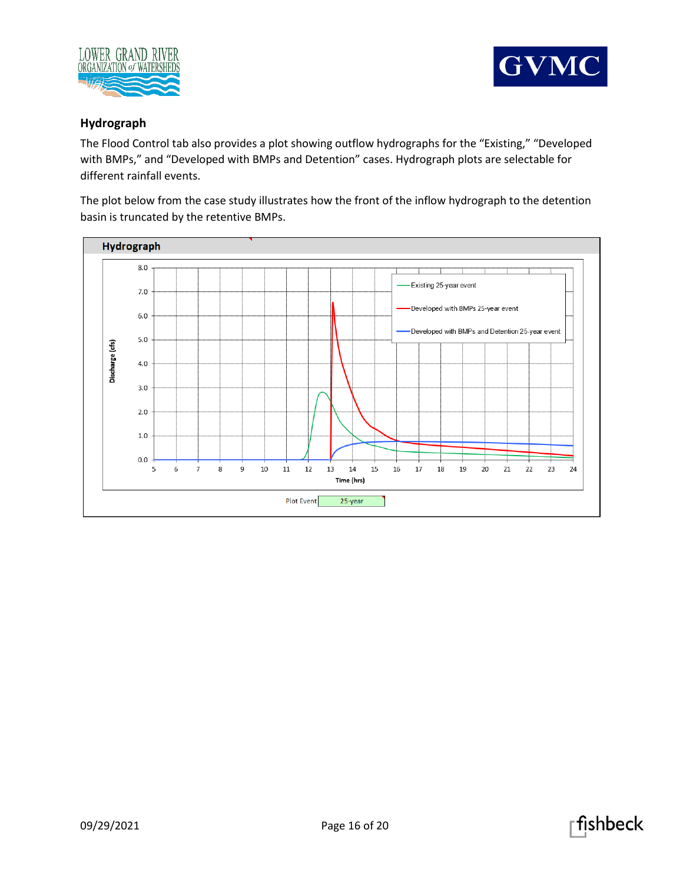## Hydrograph

The Flood Control tab also provides a plot showing outflow hydrographs for the "Existing," "Developed with BMPs," and "Developed with BMPs and Detention" cases. Hydrograph plots are selectable for different rainfall events.

The plot below from the case study illustrates how the front of the inflow hydrograph to the detention basin is truncated by the retentive BMPs.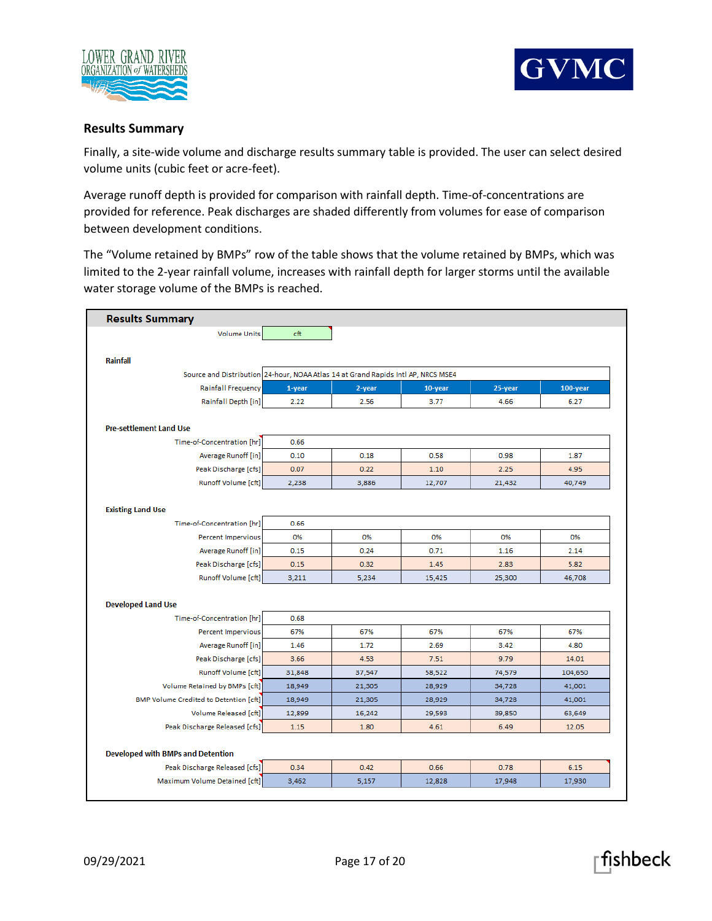## Results Summary

Finally, a site-wide volume and discharge results summary table is provided. The user can select desired volume units (cubic feet or acre-feet).

Average runoff depth is provided for comparison with rainfall depth. Time-of-concentrations are provided for reference. Peak discharges are shaded differently from volumes for ease of comparison between development conditions.

The "Volume retained by BMPs" row of the table shows that the volume retained by BMPs, which was limited to the 2-year rainfall volume, increases with rainfall depth for larger storms until the available water storage volume of the BMPs is reached.

**Results Summary**

Volume Units: cft

| | | | | | |
|---|---|---|---|---|---|
| **Rainfall** | | | | | |
| Source and Distribution | 24-hour, NOAA Atlas 14 at Grand Rapids Intl AP, NRCS MSE4 | | | | |
| Rainfall Frequency | 1-year | 2-year | 10-year | 25-year | 100-year |
| Rainfall Depth [in] | 2.22 | 2.56 | 3.77 | 4.66 | 6.27 |
| **Pre-settlement Land Use** | | | | | |
| Time-of-Concentration [hr] | 0.66 | | | | |
| Average Runoff [in] | 0.10 | 0.18 | 0.58 | 0.98 | 1.87 |
| Peak Discharge [cfs] | 0.07 | 0.22 | 1.10 | 2.25 | 4.95 |
| Runoff Volume [cft] | 2,238 | 3,886 | 12,707 | 21,432 | 40,749 |
| **Existing Land Use** | | | | | |
| Time-of-Concentration [hr] | 0.66 | | | | |
| Percent Impervious | 0% | 0% | 0% | 0% | 0% |
| Average Runoff [in] | 0.15 | 0.24 | 0.71 | 1.16 | 2.14 |
| Peak Discharge [cfs] | 0.15 | 0.32 | 1.45 | 2.83 | 5.82 |
| Runoff Volume [cft] | 3,211 | 5,234 | 15,425 | 25,300 | 46,708 |
| **Developed Land Use** | | | | | |
| Time-of-Concentration [hr] | 0.68 | | | | |
| Percent Impervious | 67% | 67% | 67% | 67% | 67% |
| Average Runoff [in] | 1.46 | 1.72 | 2.69 | 3.42 | 4.80 |
| Peak Discharge [cfs] | 3.66 | 4.53 | 7.51 | 9.79 | 14.01 |
| Runoff Volume [cft] | 31,848 | 37,547 | 58,522 | 74,579 | 104,650 |
| Volume Retained by BMPs [cft] | 18,949 | 21,305 | 28,929 | 34,728 | 41,001 |
| BMP Volume Credited to Detention [cft] | 18,949 | 21,305 | 28,929 | 34,728 | 41,001 |
| Volume Released [cft] | 12,899 | 16,242 | 29,593 | 39,850 | 63,649 |
| Peak Discharge Released [cfs] | 1.15 | 1.80 | 4.61 | 6.49 | 12.05 |
| **Developed with BMPs and Detention** | | | | | |
| Peak Discharge Released [cfs] | 0.34 | 0.42 | 0.66 | 0.78 | 6.15 |
| Maximum Volume Detained [cft] | 3,462 | 5,157 | 12,828 | 17,948 | 17,930 |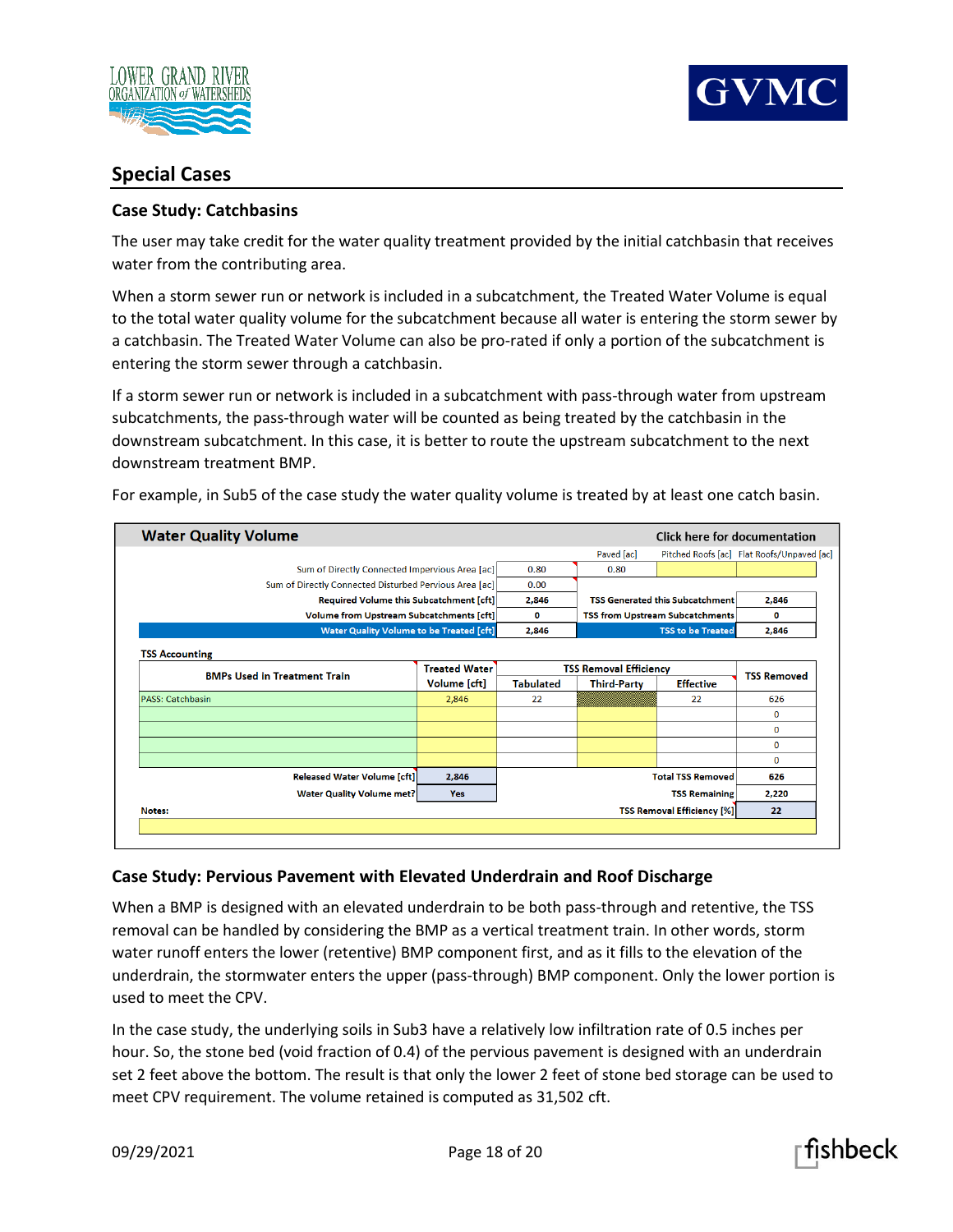## Special Cases

### Case Study: Catchbasins

The user may take credit for the water quality treatment provided by the initial catchbasin that receives water from the contributing area.

When a storm sewer run or network is included in a subcatchment, the Treated Water Volume is equal to the total water quality volume for the subcatchment because all water is entering the storm sewer by a catchbasin. The Treated Water Volume can also be pro-rated if only a portion of the subcatchment is entering the storm sewer through a catchbasin.

If a storm sewer run or network is included in a subcatchment with pass-through water from upstream subcatchments, the pass-through water will be counted as being treated by the catchbasin in the downstream subcatchment. In this case, it is better to route the upstream subcatchment to the next downstream treatment BMP.

For example, in Sub5 of the case study the water quality volume is treated by at least one catch basin.

**Water Quality Volume** — Click here for documentation

| | | Paved [ac] | Pitched Roofs [ac] | Flat Roofs/Unpaved [ac] |
|---|---|---|---|---|
| Sum of Directly Connected Impervious Area [ac] | 0.80 | 0.80 | | |
| Sum of Directly Connected Disturbed Pervious Area [ac] | 0.00 | | | |
| Required Volume this Subcatchment [cft] | 2,846 | TSS Generated this Subcatchment | | 2,846 |
| Volume from Upstream Subcatchments [cft] | 0 | TSS from Upstream Subcatchments | | 0 |
| Water Quality Volume to be Treated [cft] | 2,846 | TSS to be Treated | | 2,846 |

**TSS Accounting**

| BMPs Used in Treatment Train | Treated Water Volume [cft] | TSS Removal Efficiency | | | TSS Removed |
|---|---|---|---|---|---|
| | | Tabulated | Third-Party | Effective | |
| PASS: Catchbasin | 2,846 | 22 | | 22 | 626 |
| | | | | | 0 |
| | | | | | 0 |
| | | | | | 0 |
| | | | | | 0 |
| Released Water Volume [cft] | 2,846 | | | Total TSS Removed | 626 |
| Water Quality Volume met? | Yes | | | TSS Remaining | 2,220 |
| Notes: | | | | TSS Removal Efficiency [%] | 22 |

### Case Study: Pervious Pavement with Elevated Underdrain and Roof Discharge

When a BMP is designed with an elevated underdrain to be both pass-through and retentive, the TSS removal can be handled by considering the BMP as a vertical treatment train. In other words, storm water runoff enters the lower (retentive) BMP component first, and as it fills to the elevation of the underdrain, the stormwater enters the upper (pass-through) BMP component. Only the lower portion is used to meet the CPV.

In the case study, the underlying soils in Sub3 have a relatively low infiltration rate of 0.5 inches per hour. So, the stone bed (void fraction of 0.4) of the pervious pavement is designed with an underdrain set 2 feet above the bottom. The result is that only the lower 2 feet of stone bed storage can be used to meet CPV requirement. The volume retained is computed as 31,502 cft.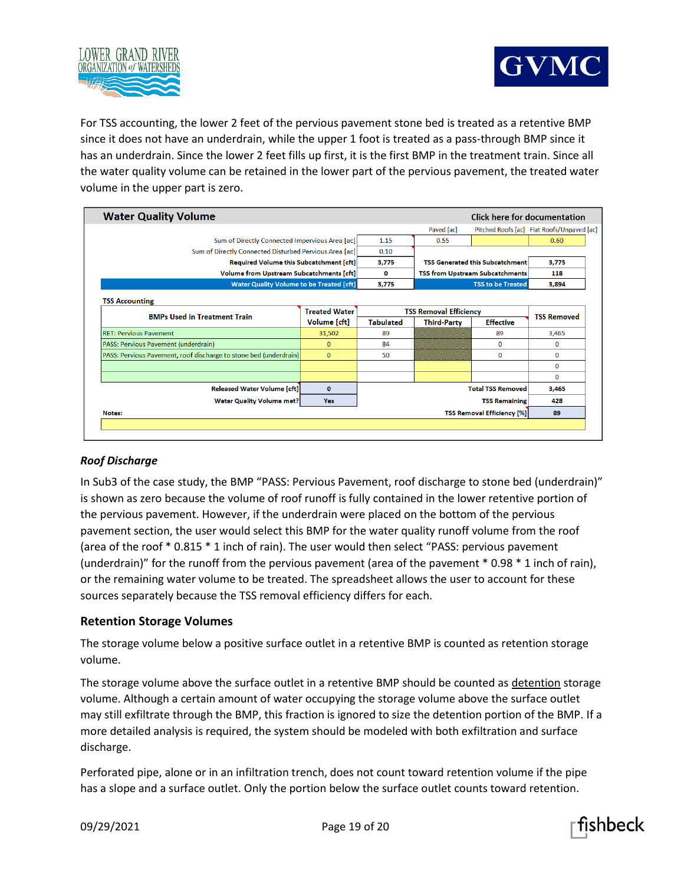For TSS accounting, the lower 2 feet of the pervious pavement stone bed is treated as a retentive BMP since it does not have an underdrain, while the upper 1 foot is treated as a pass-through BMP since it has an underdrain. Since the lower 2 feet fills up first, it is the first BMP in the treatment train. Since all the water quality volume can be retained in the lower part of the pervious pavement, the treated water volume in the upper part is zero.

**Water Quality Volume** — Click here for documentation

| | | Paved [ac] | Pitched Roofs [ac] | Flat Roofs/Unpaved [ac] |
|---|---|---|---|---|
| Sum of Directly Connected Impervious Area [ac] | 1.15 | 0.55 | | 0.60 |
| Sum of Directly Connected Disturbed Pervious Area [ac] | 0.10 | | | |

| | | | |
|---|---|---|---|
| Required Volume this Subcatchment [cft] | 3,775 | TSS Generated this Subcatchment | 3,775 |
| Volume from Upstream Subcatchments [cft] | 0 | TSS from Upstream Subcatchments | 118 |
| Water Quality Volume to be Treated [cft] | 3,775 | TSS to be Treated | 3,894 |

**TSS Accounting**

| BMPs Used in Treatment Train | Treated Water Volume [cft] | TSS Removal Efficiency Tabulated | Third-Party | Effective | TSS Removed |
|---|---|---|---|---|---|
| RET: Pervious Pavement | 31,502 | 89 | | 89 | 3,465 |
| PASS: Pervious Pavement (underdrain) | 0 | 84 | | 0 | 0 |
| PASS: Pervious Pavement, roof discharge to stone bed (underdrain) | 0 | 50 | | 0 | 0 |
| | | | | | 0 |
| | | | | | 0 |
| Released Water Volume [cft] | 0 | | | Total TSS Removed | 3,465 |
| Water Quality Volume met? | Yes | | | TSS Remaining | 428 |
| Notes: | | | | TSS Removal Efficiency [%] | 89 |

### *Roof Discharge*

In Sub3 of the case study, the BMP "PASS: Pervious Pavement, roof discharge to stone bed (underdrain)" is shown as zero because the volume of roof runoff is fully contained in the lower retentive portion of the pervious pavement. However, if the underdrain were placed on the bottom of the pervious pavement section, the user would select this BMP for the water quality runoff volume from the roof (area of the roof * 0.815 * 1 inch of rain). The user would then select "PASS: pervious pavement (underdrain)" for the runoff from the pervious pavement (area of the pavement * 0.98 * 1 inch of rain), or the remaining water volume to be treated. The spreadsheet allows the user to account for these sources separately because the TSS removal efficiency differs for each.

## Retention Storage Volumes

The storage volume below a positive surface outlet in a retentive BMP is counted as retention storage volume.

The storage volume above the surface outlet in a retentive BMP should be counted as <u>detention</u> storage volume. Although a certain amount of water occupying the storage volume above the surface outlet may still exfiltrate through the BMP, this fraction is ignored to size the detention portion of the BMP. If a more detailed analysis is required, the system should be modeled with both exfiltration and surface discharge.

Perforated pipe, alone or in an infiltration trench, does not count toward retention volume if the pipe has a slope and a surface outlet. Only the portion below the surface outlet counts toward retention.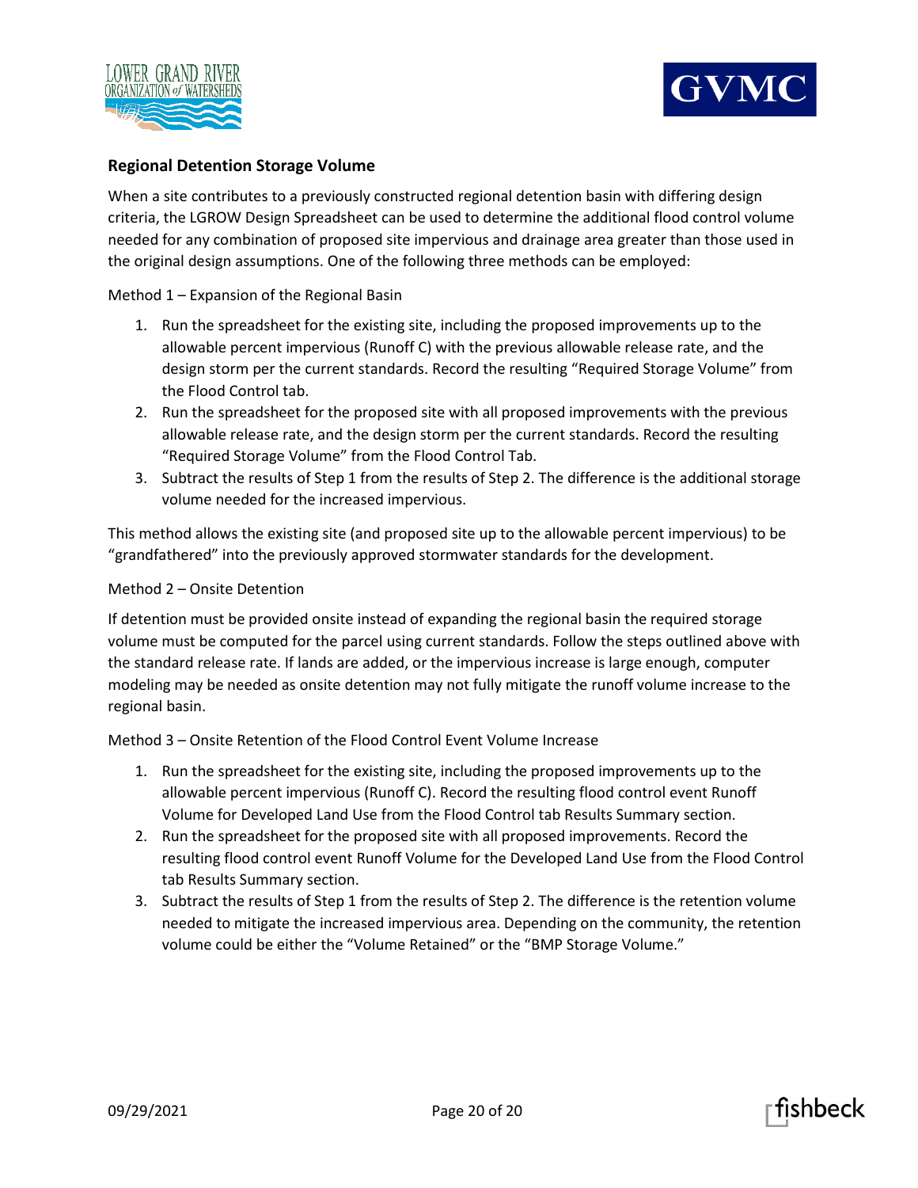### Regional Detention Storage Volume

When a site contributes to a previously constructed regional detention basin with differing design criteria, the LGROW Design Spreadsheet can be used to determine the additional flood control volume needed for any combination of proposed site impervious and drainage area greater than those used in the original design assumptions. One of the following three methods can be employed:

Method 1 – Expansion of the Regional Basin

1. Run the spreadsheet for the existing site, including the proposed improvements up to the allowable percent impervious (Runoff C) with the previous allowable release rate, and the design storm per the current standards. Record the resulting "Required Storage Volume" from the Flood Control tab.
2. Run the spreadsheet for the proposed site with all proposed improvements with the previous allowable release rate, and the design storm per the current standards. Record the resulting "Required Storage Volume" from the Flood Control Tab.
3. Subtract the results of Step 1 from the results of Step 2. The difference is the additional storage volume needed for the increased impervious.

This method allows the existing site (and proposed site up to the allowable percent impervious) to be "grandfathered" into the previously approved stormwater standards for the development.

Method 2 – Onsite Detention

If detention must be provided onsite instead of expanding the regional basin the required storage volume must be computed for the parcel using current standards. Follow the steps outlined above with the standard release rate. If lands are added, or the impervious increase is large enough, computer modeling may be needed as onsite detention may not fully mitigate the runoff volume increase to the regional basin.

Method 3 – Onsite Retention of the Flood Control Event Volume Increase

1. Run the spreadsheet for the existing site, including the proposed improvements up to the allowable percent impervious (Runoff C). Record the resulting flood control event Runoff Volume for Developed Land Use from the Flood Control tab Results Summary section.
2. Run the spreadsheet for the proposed site with all proposed improvements. Record the resulting flood control event Runoff Volume for the Developed Land Use from the Flood Control tab Results Summary section.
3. Subtract the results of Step 1 from the results of Step 2. The difference is the retention volume needed to mitigate the increased impervious area. Depending on the community, the retention volume could be either the "Volume Retained" or the "BMP Storage Volume."